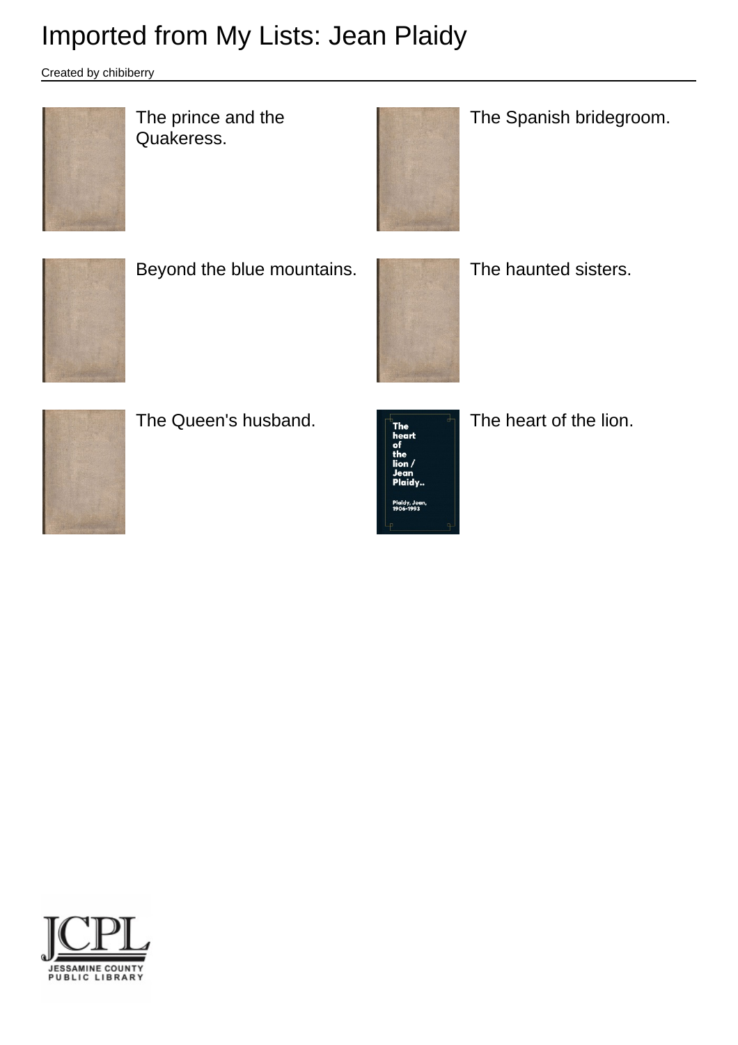# Imported from My Lists: Jean Plaidy

Created by chibiberry

The prince and the Quakeress.

The Spanish bridegroom.

Beyond the blue mountains.

The haunted sisters.

The Queen's husband.

The heart of the lion.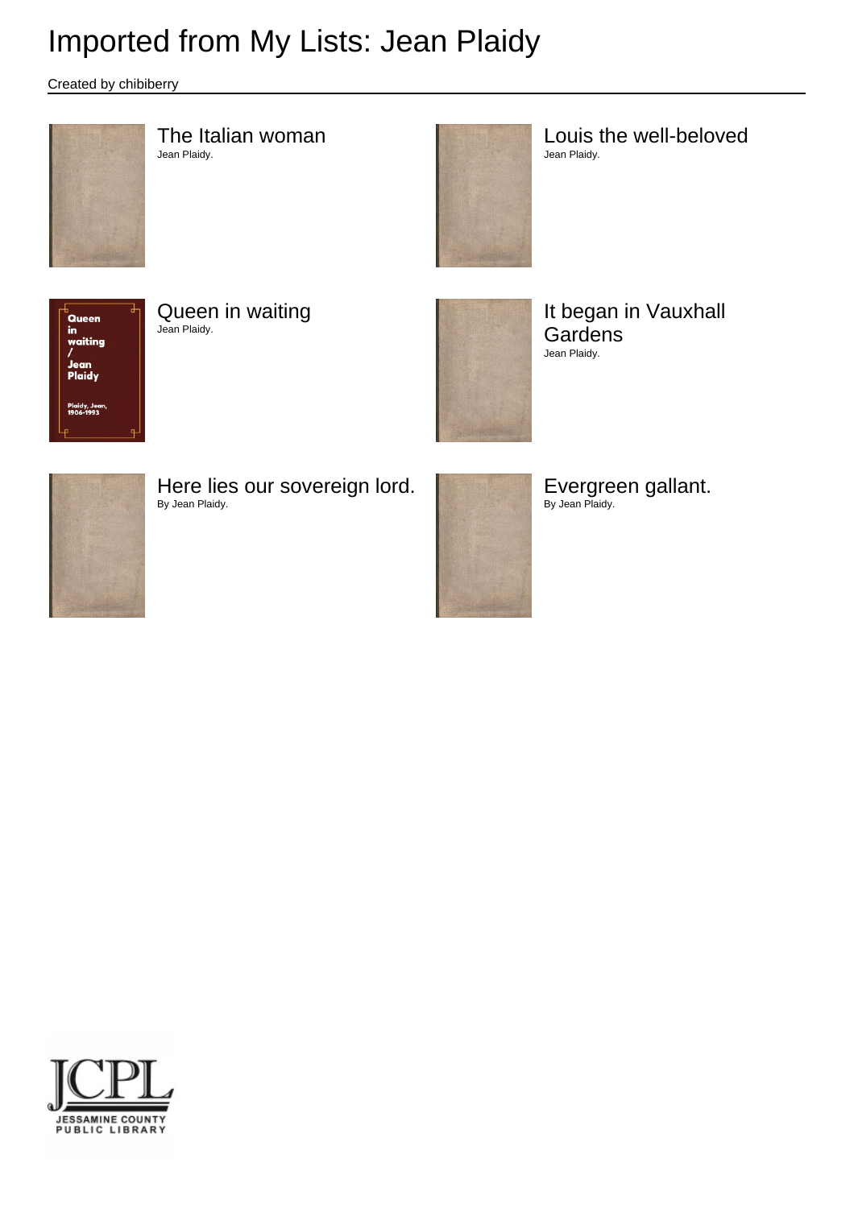# Imported from My Lists: Jean Plaidy

Created by chibiberry

The Italian woman
Jean Plaidy.

Louis the well-beloved
Jean Plaidy.

Queen in waiting
Jean Plaidy.

It began in Vauxhall Gardens
Jean Plaidy.

Here lies our sovereign lord.
By Jean Plaidy.

Evergreen gallant.
By Jean Plaidy.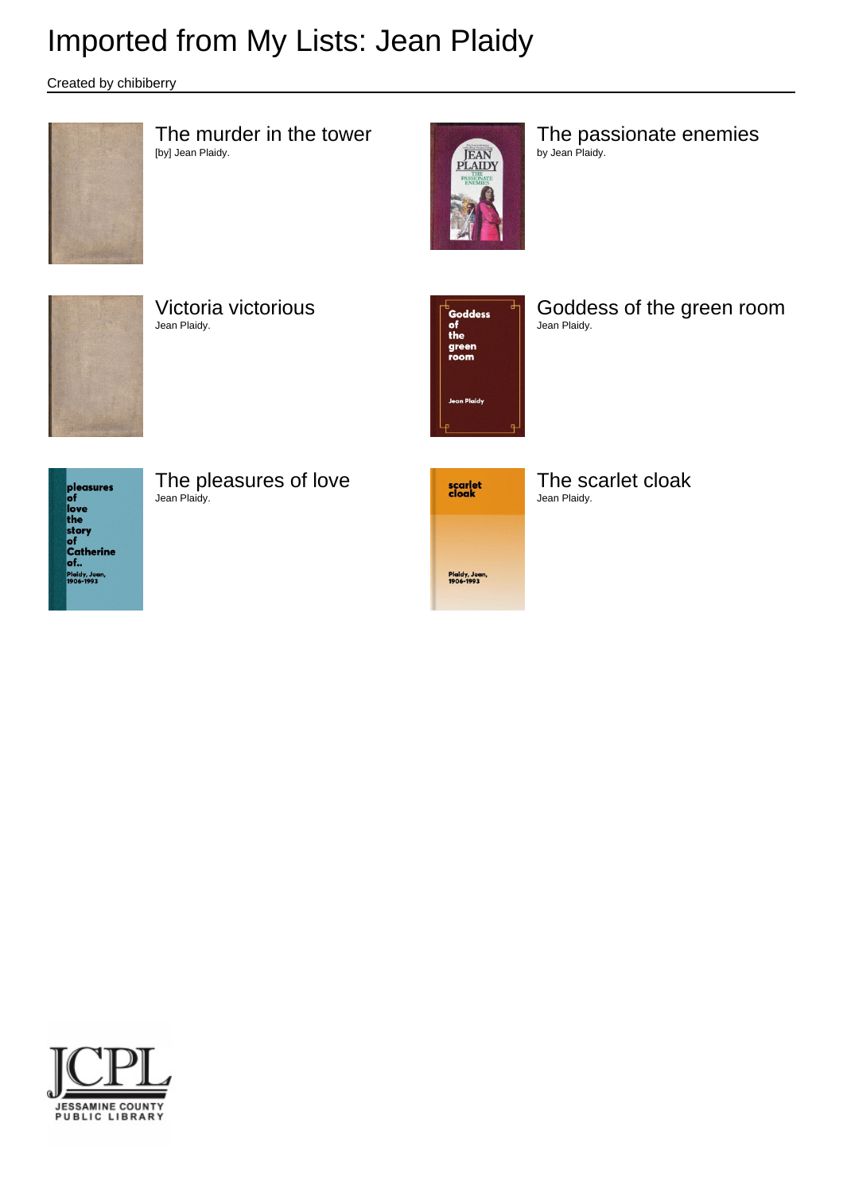# Imported from My Lists: Jean Plaidy

Created by chibiberry

### The murder in the tower
[by] Jean Plaidy.

### The passionate enemies
by Jean Plaidy.

### Victoria victorious
Jean Plaidy.

### Goddess of the green room
Jean Plaidy.

### The pleasures of love
Jean Plaidy.

### The scarlet cloak
Jean Plaidy.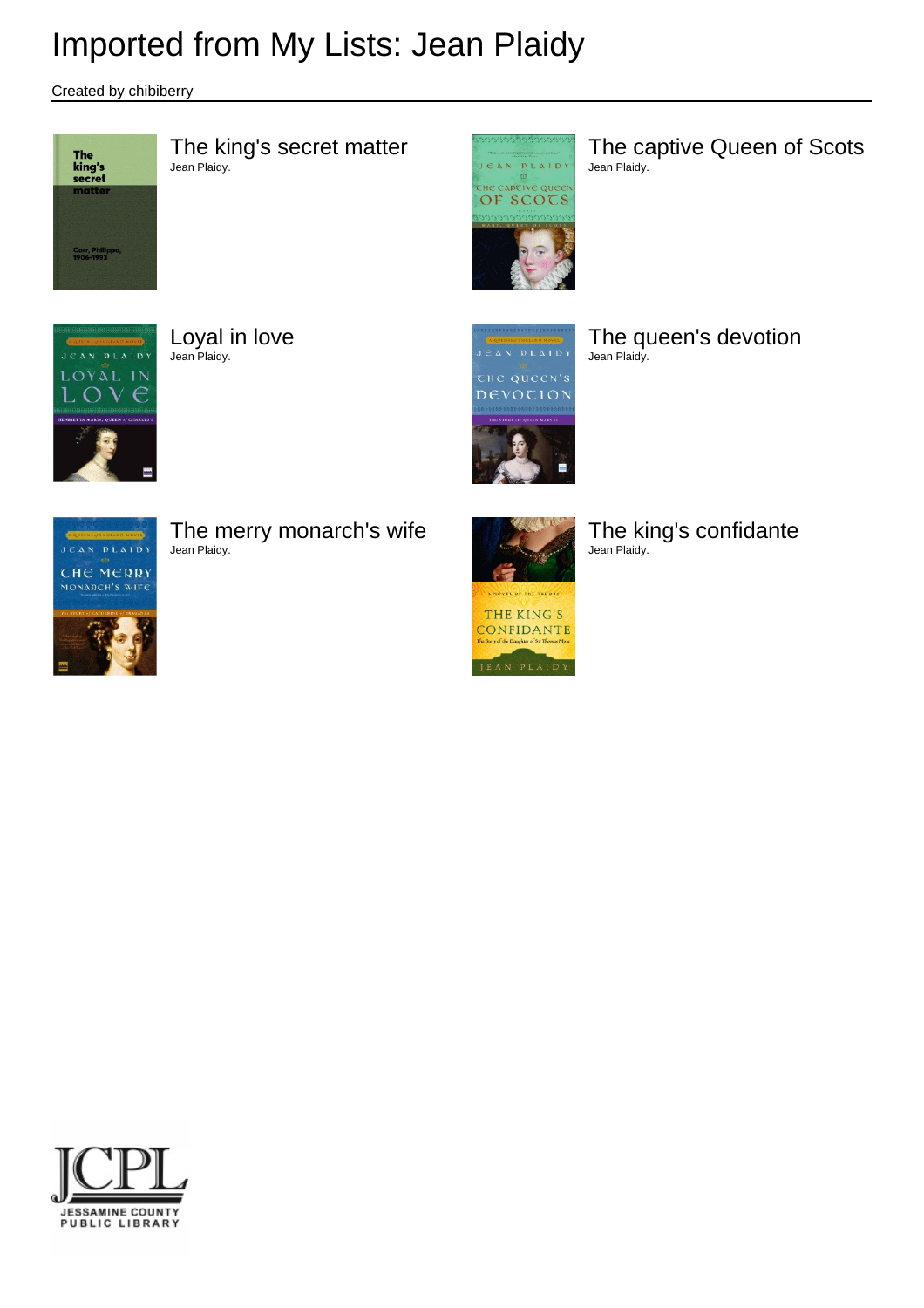# Imported from My Lists: Jean Plaidy

Created by chibiberry

The king's secret matter
Jean Plaidy.

The captive Queen of Scots
Jean Plaidy.

Loyal in love
Jean Plaidy.

The queen's devotion
Jean Plaidy.

The merry monarch's wife
Jean Plaidy.

The king's confidante
Jean Plaidy.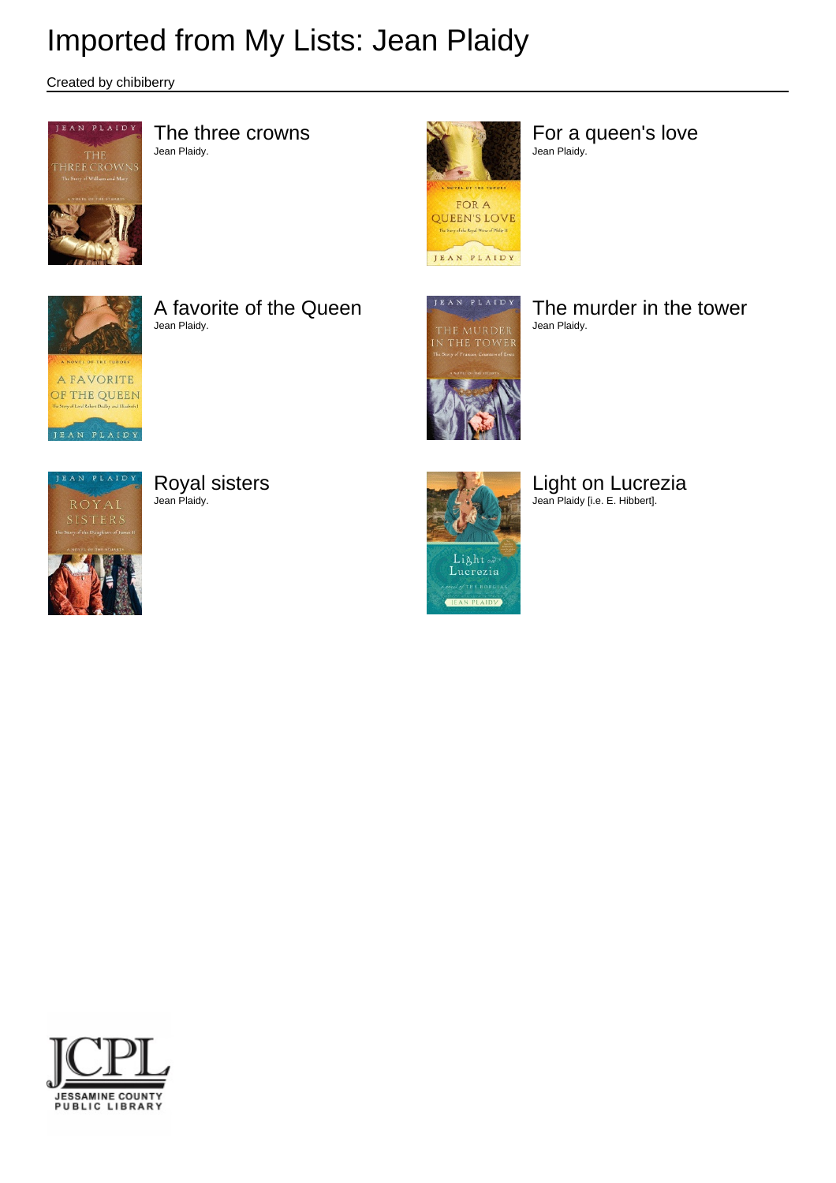# Imported from My Lists: Jean Plaidy

Created by chibiberry

## The three crowns
Jean Plaidy.

## For a queen's love
Jean Plaidy.

## A favorite of the Queen
Jean Plaidy.

## The murder in the tower
Jean Plaidy.

## Royal sisters
Jean Plaidy.

## Light on Lucrezia
Jean Plaidy [i.e. E. Hibbert].

JCPL
JESSAMINE COUNTY PUBLIC LIBRARY